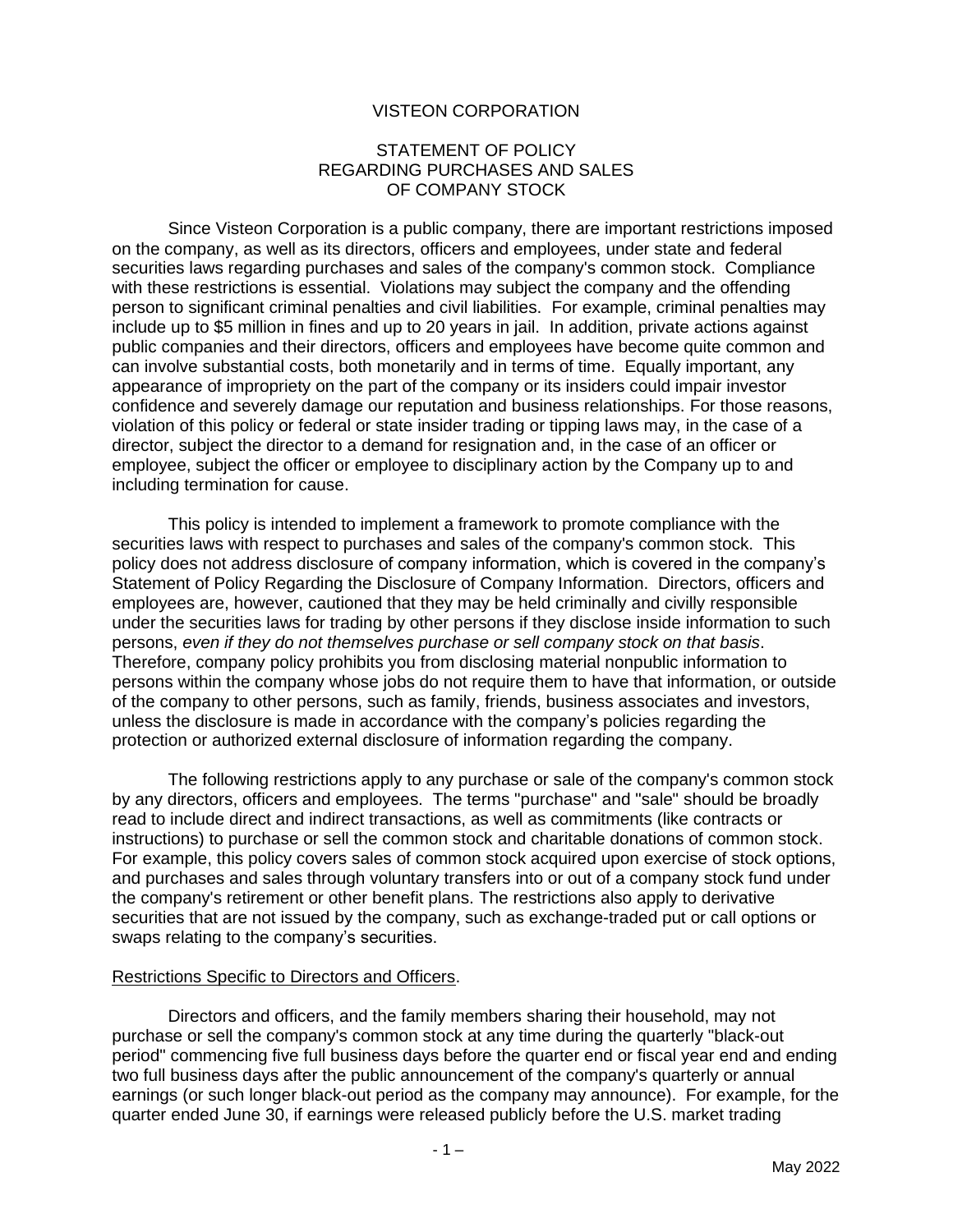# VISTEON CORPORATION

## STATEMENT OF POLICY
## REGARDING PURCHASES AND SALES
## OF COMPANY STOCK

Since Visteon Corporation is a public company, there are important restrictions imposed on the company, as well as its directors, officers and employees, under state and federal securities laws regarding purchases and sales of the company's common stock. Compliance with these restrictions is essential. Violations may subject the company and the offending person to significant criminal penalties and civil liabilities. For example, criminal penalties may include up to $5 million in fines and up to 20 years in jail. In addition, private actions against public companies and their directors, officers and employees have become quite common and can involve substantial costs, both monetarily and in terms of time. Equally important, any appearance of impropriety on the part of the company or its insiders could impair investor confidence and severely damage our reputation and business relationships. For those reasons, violation of this policy or federal or state insider trading or tipping laws may, in the case of a director, subject the director to a demand for resignation and, in the case of an officer or employee, subject the officer or employee to disciplinary action by the Company up to and including termination for cause.

This policy is intended to implement a framework to promote compliance with the securities laws with respect to purchases and sales of the company's common stock. This policy does not address disclosure of company information, which is covered in the company's Statement of Policy Regarding the Disclosure of Company Information. Directors, officers and employees are, however, cautioned that they may be held criminally and civilly responsible under the securities laws for trading by other persons if they disclose inside information to such persons, *even if they do not themselves purchase or sell company stock on that basis*. Therefore, company policy prohibits you from disclosing material nonpublic information to persons within the company whose jobs do not require them to have that information, or outside of the company to other persons, such as family, friends, business associates and investors, unless the disclosure is made in accordance with the company's policies regarding the protection or authorized external disclosure of information regarding the company.

The following restrictions apply to any purchase or sale of the company's common stock by any directors, officers and employees. The terms "purchase" and "sale" should be broadly read to include direct and indirect transactions, as well as commitments (like contracts or instructions) to purchase or sell the common stock and charitable donations of common stock. For example, this policy covers sales of common stock acquired upon exercise of stock options, and purchases and sales through voluntary transfers into or out of a company stock fund under the company's retirement or other benefit plans. The restrictions also apply to derivative securities that are not issued by the company, such as exchange-traded put or call options or swaps relating to the company's securities.

<u>Restrictions Specific to Directors and Officers</u>.

Directors and officers, and the family members sharing their household, may not purchase or sell the company's common stock at any time during the quarterly "black-out period" commencing five full business days before the quarter end or fiscal year end and ending two full business days after the public announcement of the company's quarterly or annual earnings (or such longer black-out period as the company may announce). For example, for the quarter ended June 30, if earnings were released publicly before the U.S. market trading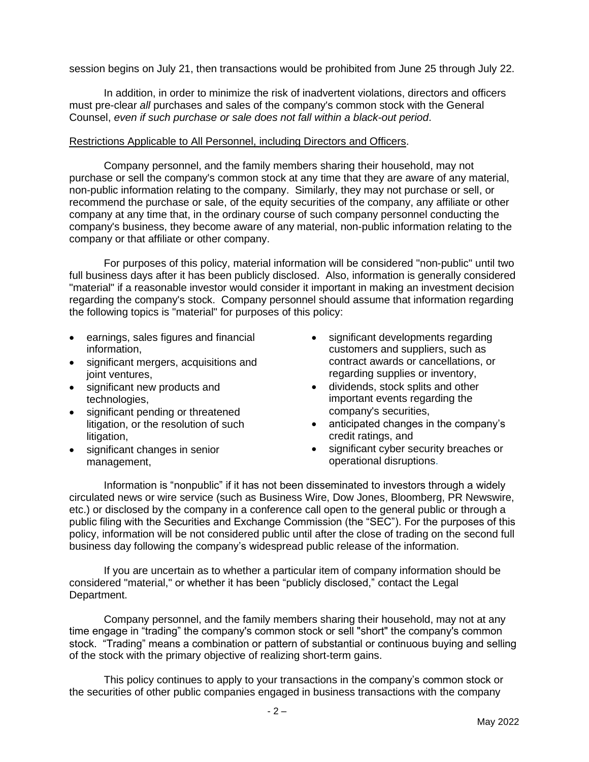session begins on July 21, then transactions would be prohibited from June 25 through July 22.

In addition, in order to minimize the risk of inadvertent violations, directors and officers must pre-clear *all* purchases and sales of the company's common stock with the General Counsel, *even if such purchase or sale does not fall within a black-out period*.

Restrictions Applicable to All Personnel, including Directors and Officers.

Company personnel, and the family members sharing their household, may not purchase or sell the company's common stock at any time that they are aware of any material, non-public information relating to the company. Similarly, they may not purchase or sell, or recommend the purchase or sale, of the equity securities of the company, any affiliate or other company at any time that, in the ordinary course of such company personnel conducting the company's business, they become aware of any material, non-public information relating to the company or that affiliate or other company.

For purposes of this policy, material information will be considered "non-public" until two full business days after it has been publicly disclosed. Also, information is generally considered "material" if a reasonable investor would consider it important in making an investment decision regarding the company's stock. Company personnel should assume that information regarding the following topics is "material" for purposes of this policy:

- earnings, sales figures and financial information,
- significant mergers, acquisitions and joint ventures,
- significant new products and technologies,
- significant pending or threatened litigation, or the resolution of such litigation,
- significant changes in senior management,
- significant developments regarding customers and suppliers, such as contract awards or cancellations, or regarding supplies or inventory,
- dividends, stock splits and other important events regarding the company's securities,
- anticipated changes in the company's credit ratings, and
- significant cyber security breaches or operational disruptions.

Information is "nonpublic" if it has not been disseminated to investors through a widely circulated news or wire service (such as Business Wire, Dow Jones, Bloomberg, PR Newswire, etc.) or disclosed by the company in a conference call open to the general public or through a public filing with the Securities and Exchange Commission (the "SEC"). For the purposes of this policy, information will be not considered public until after the close of trading on the second full business day following the company's widespread public release of the information.

If you are uncertain as to whether a particular item of company information should be considered "material," or whether it has been "publicly disclosed," contact the Legal Department.

Company personnel, and the family members sharing their household, may not at any time engage in "trading" the company's common stock or sell "short" the company's common stock. "Trading" means a combination or pattern of substantial or continuous buying and selling of the stock with the primary objective of realizing short-term gains.

This policy continues to apply to your transactions in the company's common stock or the securities of other public companies engaged in business transactions with the company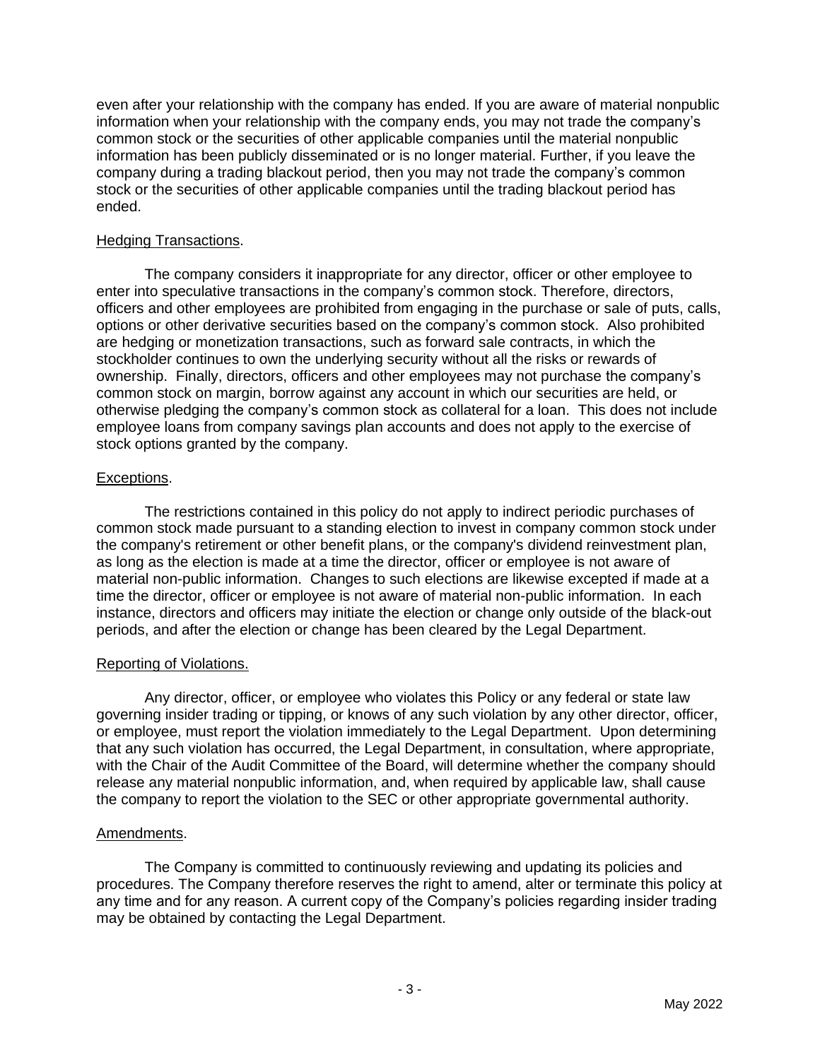even after your relationship with the company has ended. If you are aware of material nonpublic information when your relationship with the company ends, you may not trade the company's common stock or the securities of other applicable companies until the material nonpublic information has been publicly disseminated or is no longer material. Further, if you leave the company during a trading blackout period, then you may not trade the company's common stock or the securities of other applicable companies until the trading blackout period has ended.

<u>Hedging Transactions</u>.

The company considers it inappropriate for any director, officer or other employee to enter into speculative transactions in the company's common stock. Therefore, directors, officers and other employees are prohibited from engaging in the purchase or sale of puts, calls, options or other derivative securities based on the company's common stock. Also prohibited are hedging or monetization transactions, such as forward sale contracts, in which the stockholder continues to own the underlying security without all the risks or rewards of ownership. Finally, directors, officers and other employees may not purchase the company's common stock on margin, borrow against any account in which our securities are held, or otherwise pledging the company's common stock as collateral for a loan. This does not include employee loans from company savings plan accounts and does not apply to the exercise of stock options granted by the company.

<u>Exceptions</u>.

The restrictions contained in this policy do not apply to indirect periodic purchases of common stock made pursuant to a standing election to invest in company common stock under the company's retirement or other benefit plans, or the company's dividend reinvestment plan, as long as the election is made at a time the director, officer or employee is not aware of material non-public information. Changes to such elections are likewise excepted if made at a time the director, officer or employee is not aware of material non-public information. In each instance, directors and officers may initiate the election or change only outside of the black-out periods, and after the election or change has been cleared by the Legal Department.

<u>Reporting of Violations.</u>

Any director, officer, or employee who violates this Policy or any federal or state law governing insider trading or tipping, or knows of any such violation by any other director, officer, or employee, must report the violation immediately to the Legal Department. Upon determining that any such violation has occurred, the Legal Department, in consultation, where appropriate, with the Chair of the Audit Committee of the Board, will determine whether the company should release any material nonpublic information, and, when required by applicable law, shall cause the company to report the violation to the SEC or other appropriate governmental authority.

<u>Amendments</u>.

The Company is committed to continuously reviewing and updating its policies and procedures. The Company therefore reserves the right to amend, alter or terminate this policy at any time and for any reason. A current copy of the Company's policies regarding insider trading may be obtained by contacting the Legal Department.

May 2022